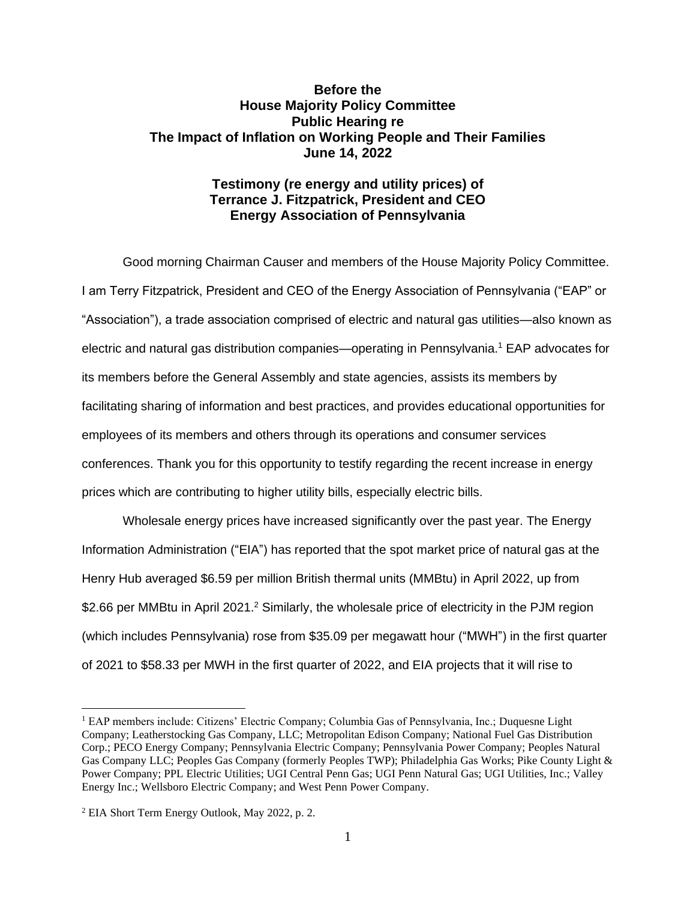**Before the**
**House Majority Policy Committee**
**Public Hearing re**
**The Impact of Inflation on Working People and Their Families**
**June 14, 2022**

**Testimony (re energy and utility prices) of**
**Terrance J. Fitzpatrick, President and CEO**
**Energy Association of Pennsylvania**

Good morning Chairman Causer and members of the House Majority Policy Committee. I am Terry Fitzpatrick, President and CEO of the Energy Association of Pennsylvania ("EAP" or "Association"), a trade association comprised of electric and natural gas utilities—also known as electric and natural gas distribution companies—operating in Pennsylvania.[1] EAP advocates for its members before the General Assembly and state agencies, assists its members by facilitating sharing of information and best practices, and provides educational opportunities for employees of its members and others through its operations and consumer services conferences. Thank you for this opportunity to testify regarding the recent increase in energy prices which are contributing to higher utility bills, especially electric bills.

Wholesale energy prices have increased significantly over the past year. The Energy Information Administration ("EIA") has reported that the spot market price of natural gas at the Henry Hub averaged $6.59 per million British thermal units (MMBtu) in April 2022, up from $2.66 per MMBtu in April 2021.[2] Similarly, the wholesale price of electricity in the PJM region (which includes Pennsylvania) rose from $35.09 per megawatt hour ("MWH") in the first quarter of 2021 to $58.33 per MWH in the first quarter of 2022, and EIA projects that it will rise to

[1] EAP members include: Citizens' Electric Company; Columbia Gas of Pennsylvania, Inc.; Duquesne Light Company; Leatherstocking Gas Company, LLC; Metropolitan Edison Company; National Fuel Gas Distribution Corp.; PECO Energy Company; Pennsylvania Electric Company; Pennsylvania Power Company; Peoples Natural Gas Company LLC; Peoples Gas Company (formerly Peoples TWP); Philadelphia Gas Works; Pike County Light & Power Company; PPL Electric Utilities; UGI Central Penn Gas; UGI Penn Natural Gas; UGI Utilities, Inc.; Valley Energy Inc.; Wellsboro Electric Company; and West Penn Power Company.

[2] EIA Short Term Energy Outlook, May 2022, p. 2.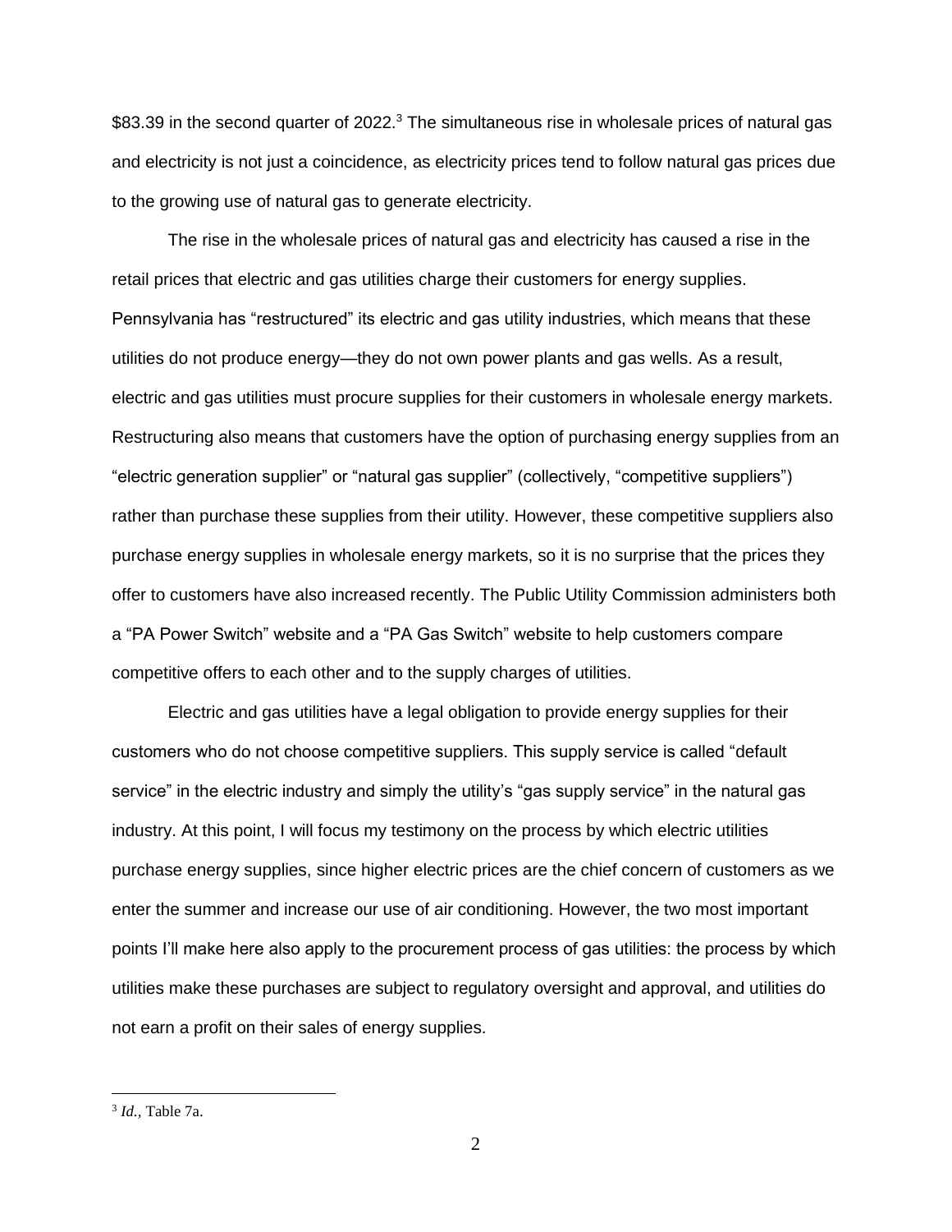\$83.39 in the second quarter of 2022.[3] The simultaneous rise in wholesale prices of natural gas and electricity is not just a coincidence, as electricity prices tend to follow natural gas prices due to the growing use of natural gas to generate electricity.

The rise in the wholesale prices of natural gas and electricity has caused a rise in the retail prices that electric and gas utilities charge their customers for energy supplies. Pennsylvania has "restructured" its electric and gas utility industries, which means that these utilities do not produce energy—they do not own power plants and gas wells. As a result, electric and gas utilities must procure supplies for their customers in wholesale energy markets. Restructuring also means that customers have the option of purchasing energy supplies from an "electric generation supplier" or "natural gas supplier" (collectively, "competitive suppliers") rather than purchase these supplies from their utility. However, these competitive suppliers also purchase energy supplies in wholesale energy markets, so it is no surprise that the prices they offer to customers have also increased recently. The Public Utility Commission administers both a "PA Power Switch" website and a "PA Gas Switch" website to help customers compare competitive offers to each other and to the supply charges of utilities.

Electric and gas utilities have a legal obligation to provide energy supplies for their customers who do not choose competitive suppliers. This supply service is called "default service" in the electric industry and simply the utility's "gas supply service" in the natural gas industry. At this point, I will focus my testimony on the process by which electric utilities purchase energy supplies, since higher electric prices are the chief concern of customers as we enter the summer and increase our use of air conditioning. However, the two most important points I'll make here also apply to the procurement process of gas utilities: the process by which utilities make these purchases are subject to regulatory oversight and approval, and utilities do not earn a profit on their sales of energy supplies.

---

[3] *Id.*, Table 7a.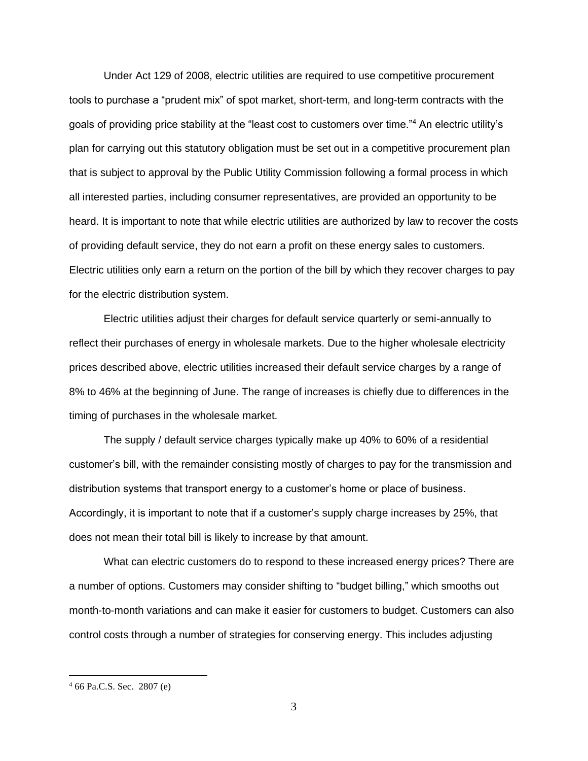Under Act 129 of 2008, electric utilities are required to use competitive procurement tools to purchase a "prudent mix" of spot market, short-term, and long-term contracts with the goals of providing price stability at the "least cost to customers over time."[4] An electric utility's plan for carrying out this statutory obligation must be set out in a competitive procurement plan that is subject to approval by the Public Utility Commission following a formal process in which all interested parties, including consumer representatives, are provided an opportunity to be heard. It is important to note that while electric utilities are authorized by law to recover the costs of providing default service, they do not earn a profit on these energy sales to customers. Electric utilities only earn a return on the portion of the bill by which they recover charges to pay for the electric distribution system.

Electric utilities adjust their charges for default service quarterly or semi-annually to reflect their purchases of energy in wholesale markets. Due to the higher wholesale electricity prices described above, electric utilities increased their default service charges by a range of 8% to 46% at the beginning of June. The range of increases is chiefly due to differences in the timing of purchases in the wholesale market.

The supply / default service charges typically make up 40% to 60% of a residential customer's bill, with the remainder consisting mostly of charges to pay for the transmission and distribution systems that transport energy to a customer's home or place of business. Accordingly, it is important to note that if a customer's supply charge increases by 25%, that does not mean their total bill is likely to increase by that amount.

What can electric customers do to respond to these increased energy prices? There are a number of options. Customers may consider shifting to "budget billing," which smooths out month-to-month variations and can make it easier for customers to budget. Customers can also control costs through a number of strategies for conserving energy. This includes adjusting

[4] 66 Pa.C.S. Sec. 2807 (e)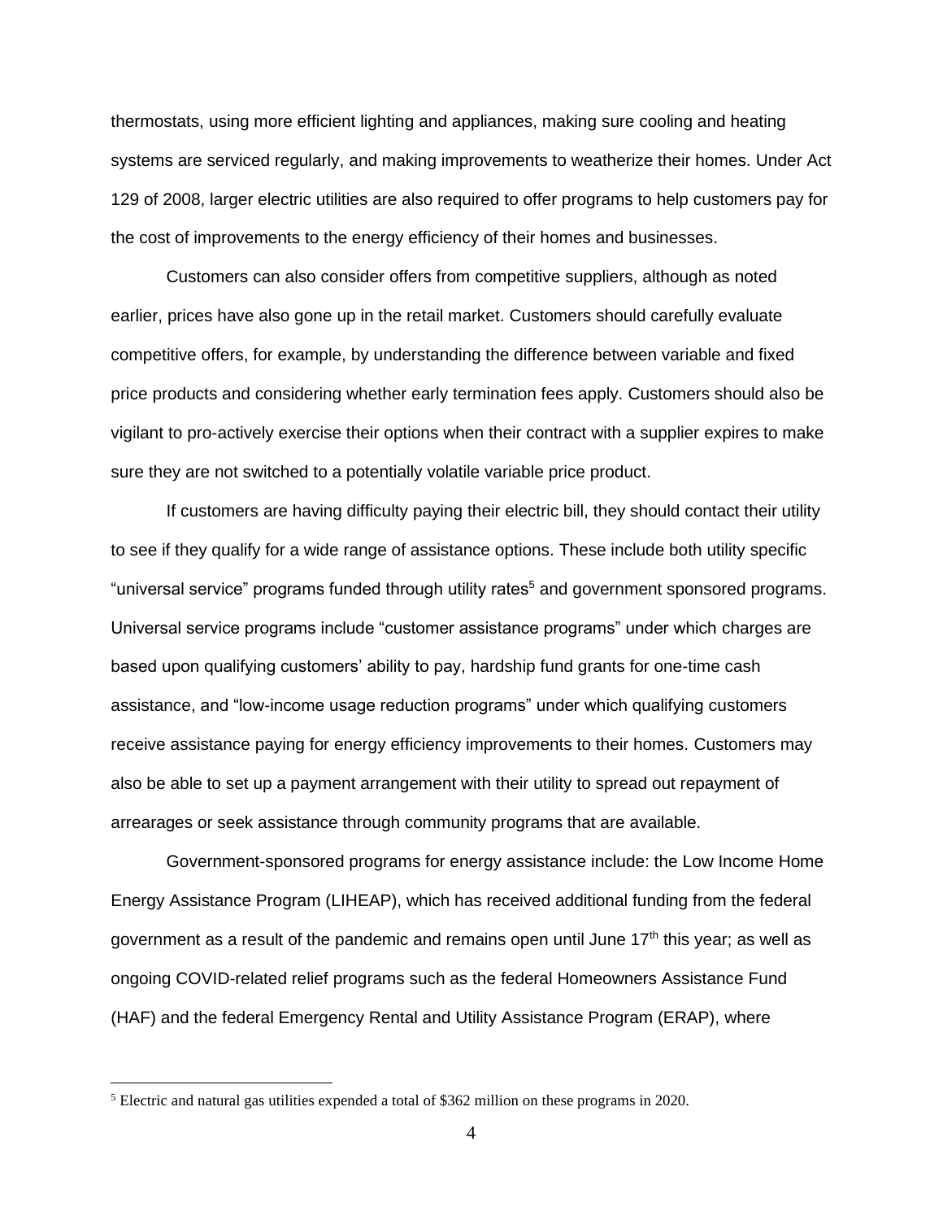thermostats, using more efficient lighting and appliances, making sure cooling and heating systems are serviced regularly, and making improvements to weatherize their homes. Under Act 129 of 2008, larger electric utilities are also required to offer programs to help customers pay for the cost of improvements to the energy efficiency of their homes and businesses.

Customers can also consider offers from competitive suppliers, although as noted earlier, prices have also gone up in the retail market. Customers should carefully evaluate competitive offers, for example, by understanding the difference between variable and fixed price products and considering whether early termination fees apply. Customers should also be vigilant to pro-actively exercise their options when their contract with a supplier expires to make sure they are not switched to a potentially volatile variable price product.

If customers are having difficulty paying their electric bill, they should contact their utility to see if they qualify for a wide range of assistance options. These include both utility specific "universal service" programs funded through utility rates[5] and government sponsored programs. Universal service programs include "customer assistance programs" under which charges are based upon qualifying customers' ability to pay, hardship fund grants for one-time cash assistance, and "low-income usage reduction programs" under which qualifying customers receive assistance paying for energy efficiency improvements to their homes. Customers may also be able to set up a payment arrangement with their utility to spread out repayment of arrearages or seek assistance through community programs that are available.

Government-sponsored programs for energy assistance include: the Low Income Home Energy Assistance Program (LIHEAP), which has received additional funding from the federal government as a result of the pandemic and remains open until June 17th this year; as well as ongoing COVID-related relief programs such as the federal Homeowners Assistance Fund (HAF) and the federal Emergency Rental and Utility Assistance Program (ERAP), where

---

[5] Electric and natural gas utilities expended a total of $362 million on these programs in 2020.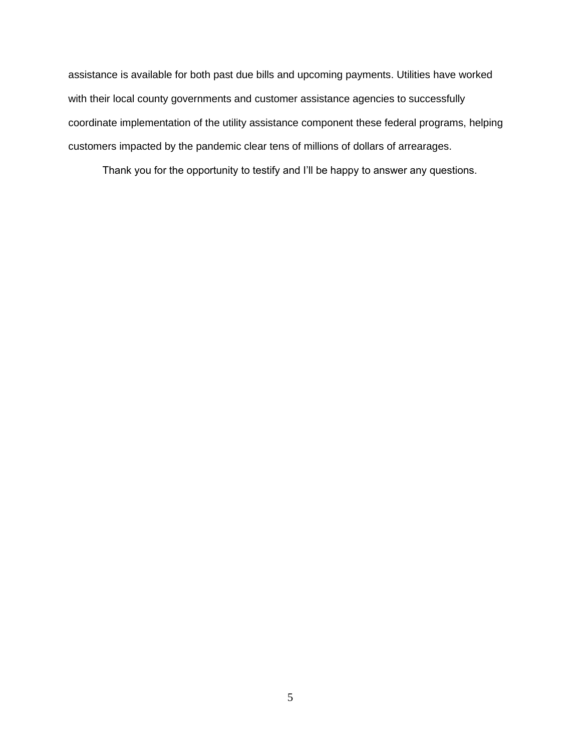assistance is available for both past due bills and upcoming payments. Utilities have worked with their local county governments and customer assistance agencies to successfully coordinate implementation of the utility assistance component these federal programs, helping customers impacted by the pandemic clear tens of millions of dollars of arrearages.

Thank you for the opportunity to testify and I'll be happy to answer any questions.